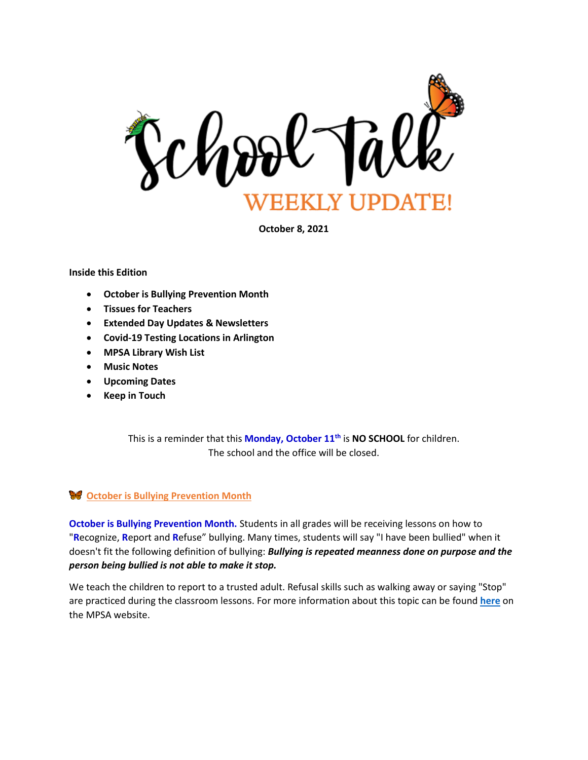# School Talk

## WEEKLY UPDATE!

**October 8, 2021**

**Inside this Edition**

- **October is Bullying Prevention Month**
- **Tissues for Teachers**
- **Extended Day Updates & Newsletters**
- **Covid-19 Testing Locations in Arlington**
- **MPSA Library Wish List**
- **Music Notes**
- **Upcoming Dates**
- **Keep in Touch**

This is a reminder that this **Monday, October 11th** is **NO SCHOOL** for children.
The school and the office will be closed.

### October is Bullying Prevention Month

**October is Bullying Prevention Month.** Students in all grades will be receiving lessons on how to "**R**ecognize, **R**eport and **R**efuse" bullying. Many times, students will say "I have been bullied" when it doesn't fit the following definition of bullying: ***Bullying is repeated meanness done on purpose and the person being bullied is not able to make it stop.***

We teach the children to report to a trusted adult. Refusal skills such as walking away or saying "Stop" are practiced during the classroom lessons. For more information about this topic can be found **here** on the MPSA website.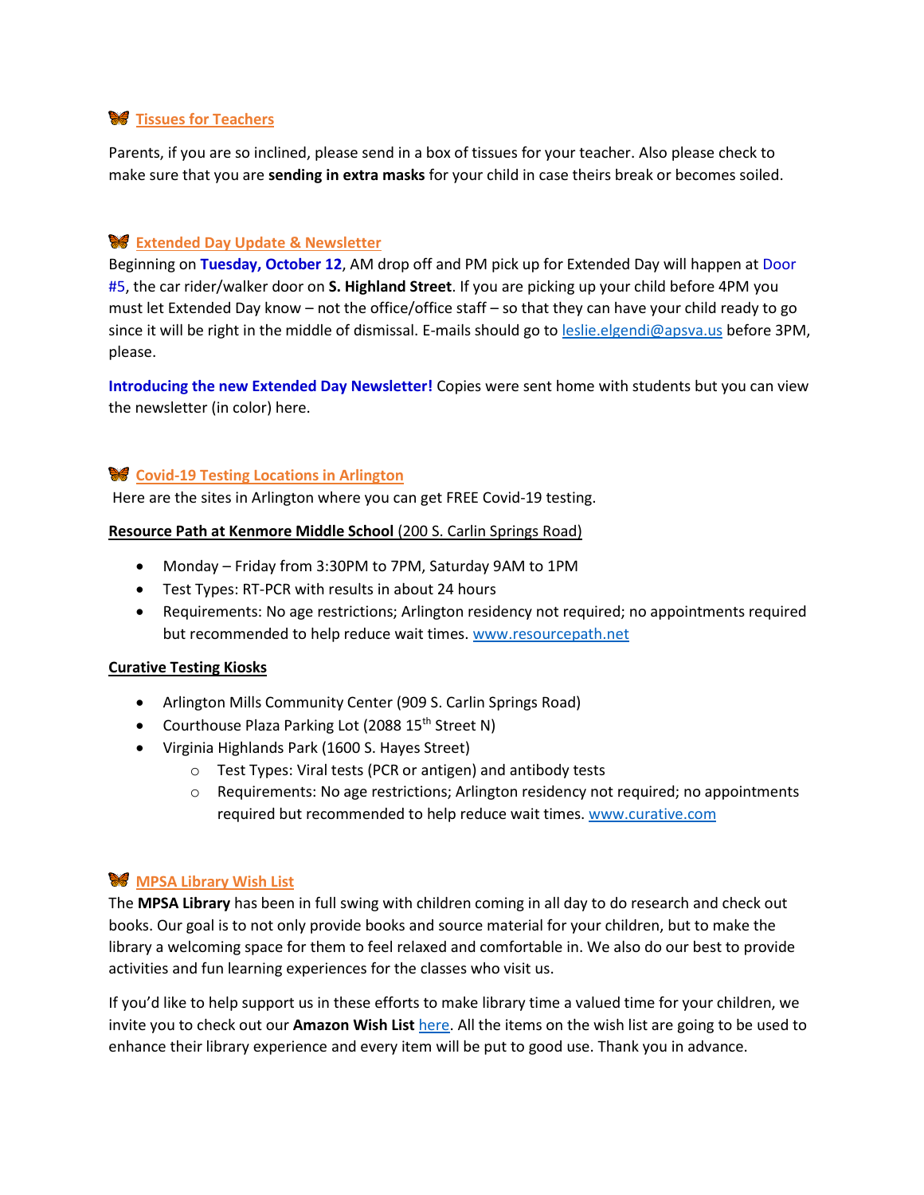## Tissues for Teachers

Parents, if you are so inclined, please send in a box of tissues for your teacher. Also please check to make sure that you are **sending in extra masks** for your child in case theirs break or becomes soiled.

## Extended Day Update & Newsletter

Beginning on **Tuesday, October 12**, AM drop off and PM pick up for Extended Day will happen at Door #5, the car rider/walker door on **S. Highland Street**. If you are picking up your child before 4PM you must let Extended Day know – not the office/office staff – so that they can have your child ready to go since it will be right in the middle of dismissal. E-mails should go to leslie.elgendi@apsva.us before 3PM, please.

**Introducing the new Extended Day Newsletter!** Copies were sent home with students but you can view the newsletter (in color) here.

## Covid-19 Testing Locations in Arlington

Here are the sites in Arlington where you can get FREE Covid-19 testing.

**Resource Path at Kenmore Middle School** (200 S. Carlin Springs Road)

- Monday – Friday from 3:30PM to 7PM, Saturday 9AM to 1PM
- Test Types: RT-PCR with results in about 24 hours
- Requirements: No age restrictions; Arlington residency not required; no appointments required but recommended to help reduce wait times. www.resourcepath.net

**Curative Testing Kiosks**

- Arlington Mills Community Center (909 S. Carlin Springs Road)
- Courthouse Plaza Parking Lot (2088 15th Street N)
- Virginia Highlands Park (1600 S. Hayes Street)
  - Test Types: Viral tests (PCR or antigen) and antibody tests
  - Requirements: No age restrictions; Arlington residency not required; no appointments required but recommended to help reduce wait times. www.curative.com

## MPSA Library Wish List

The **MPSA Library** has been in full swing with children coming in all day to do research and check out books. Our goal is to not only provide books and source material for your children, but to make the library a welcoming space for them to feel relaxed and comfortable in. We also do our best to provide activities and fun learning experiences for the classes who visit us.

If you'd like to help support us in these efforts to make library time a valued time for your children, we invite you to check out our **Amazon Wish List** here. All the items on the wish list are going to be used to enhance their library experience and every item will be put to good use. Thank you in advance.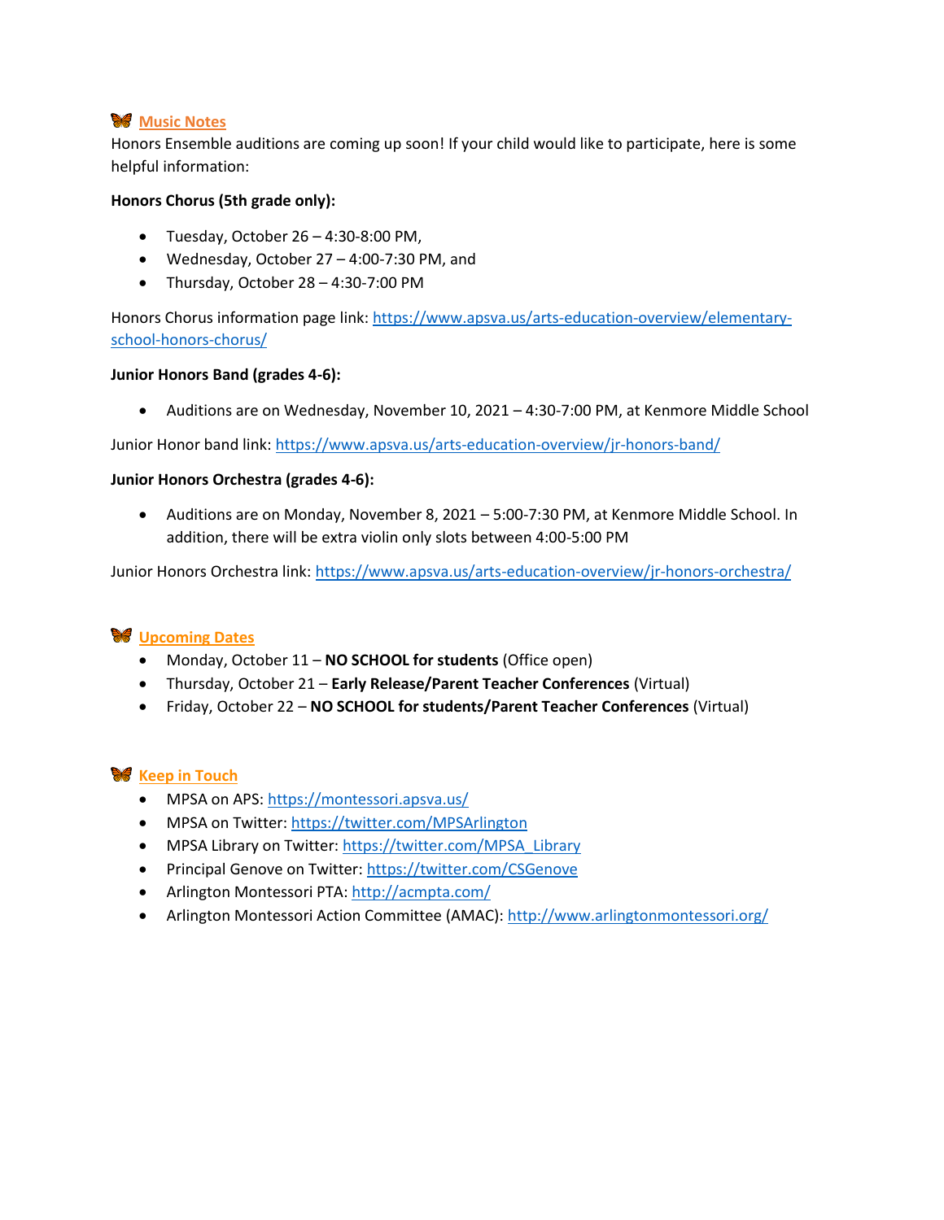## 🦋 [Music Notes]

Honors Ensemble auditions are coming up soon! If your child would like to participate, here is some helpful information:

**Honors Chorus (5th grade only):**

- Tuesday, October 26 – 4:30-8:00 PM,
- Wednesday, October 27 – 4:00-7:30 PM, and
- Thursday, October 28 – 4:30-7:00 PM

Honors Chorus information page link: https://www.apsva.us/arts-education-overview/elementary-school-honors-chorus/

**Junior Honors Band (grades 4-6):**

- Auditions are on Wednesday, November 10, 2021 – 4:30-7:00 PM, at Kenmore Middle School

Junior Honor band link: https://www.apsva.us/arts-education-overview/jr-honors-band/

**Junior Honors Orchestra (grades 4-6):**

- Auditions are on Monday, November 8, 2021 – 5:00-7:30 PM, at Kenmore Middle School. In addition, there will be extra violin only slots between 4:00-5:00 PM

Junior Honors Orchestra link: https://www.apsva.us/arts-education-overview/jr-honors-orchestra/

## 🦋 [Upcoming Dates]

- Monday, October 11 – **NO SCHOOL for students** (Office open)
- Thursday, October 21 – **Early Release/Parent Teacher Conferences** (Virtual)
- Friday, October 22 – **NO SCHOOL for students/Parent Teacher Conferences** (Virtual)

## 🦋 [Keep in Touch]

- MPSA on APS: https://montessori.apsva.us/
- MPSA on Twitter: https://twitter.com/MPSArlington
- MPSA Library on Twitter: https://twitter.com/MPSA_Library
- Principal Genove on Twitter: https://twitter.com/CSGenove
- Arlington Montessori PTA: http://acmpta.com/
- Arlington Montessori Action Committee (AMAC): http://www.arlingtonmontessori.org/